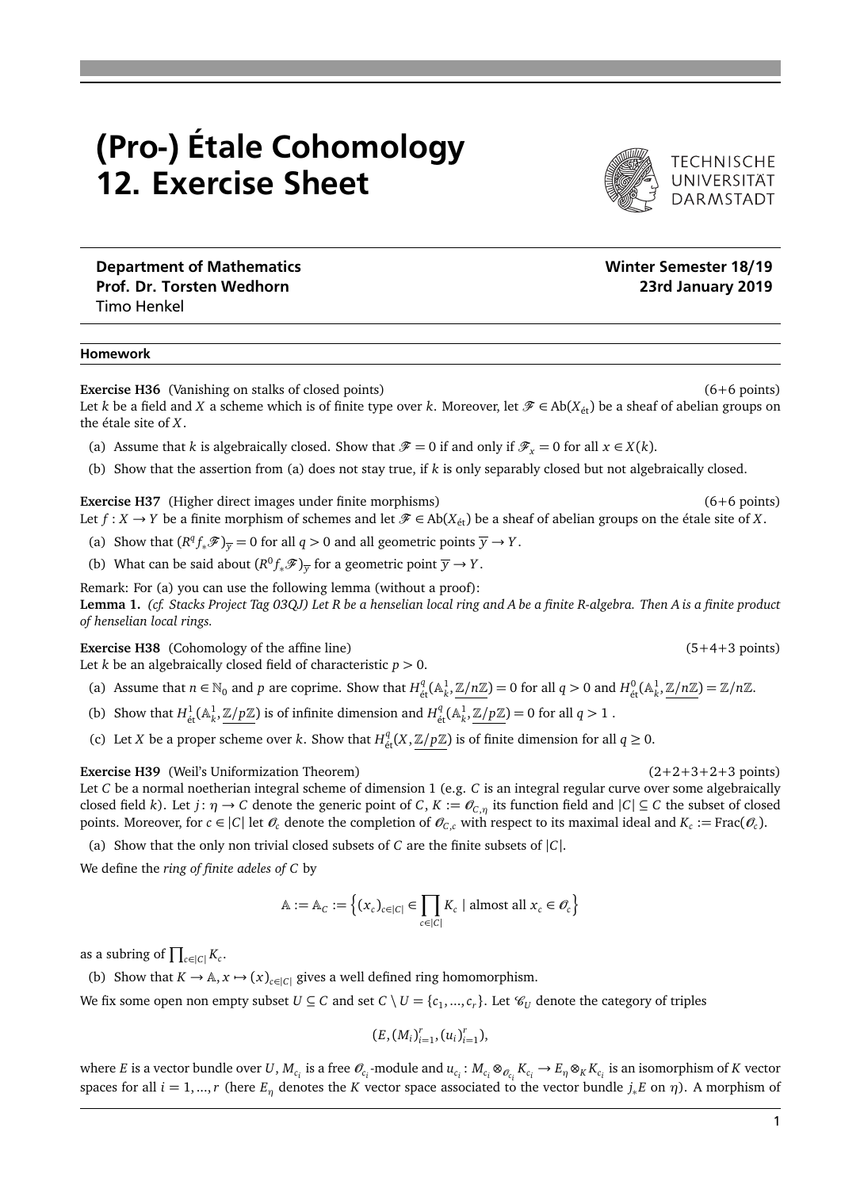# (Pro-) Étale Cohomology
# 12. Exercise Sheet

TECHNISCHE UNIVERSITÄT DARMSTADT

**Department of Mathematics** **Winter Semester 18/19**
**Prof. Dr. Torsten Wedhorn** **23rd January 2019**
Timo Henkel

---

**Homework**

**Exercise H36** (Vanishing on stalks of closed points) (6+6 points)
Let $k$ be a field and $X$ a scheme which is of finite type over $k$. Moreover, let $\mathscr{F} \in \mathrm{Ab}(X_{\text{ét}})$ be a sheaf of abelian groups on the étale site of $X$.

(a) Assume that $k$ is algebraically closed. Show that $\mathscr{F} = 0$ if and only if $\mathscr{F}_x = 0$ for all $x \in X(k)$.

(b) Show that the assertion from (a) does not stay true, if $k$ is only separably closed but not algebraically closed.

**Exercise H37** (Higher direct images under finite morphisms) (6+6 points)
Let $f: X \to Y$ be a finite morphism of schemes and let $\mathscr{F} \in \mathrm{Ab}(X_{\text{ét}})$ be a sheaf of abelian groups on the étale site of $X$.

(a) Show that $(R^q f_* \mathscr{F})_{\overline{y}} = 0$ for all $q > 0$ and all geometric points $\overline{y} \to Y$.

(b) What can be said about $(R^0 f_* \mathscr{F})_{\overline{y}}$ for a geometric point $\overline{y} \to Y$.

Remark: For (a) you can use the following lemma (without a proof):
**Lemma 1.** *(cf. Stacks Project Tag 03QJ) Let $R$ be a henselian local ring and $A$ be a finite $R$-algebra. Then $A$ is a finite product of henselian local rings.*

**Exercise H38** (Cohomology of the affine line) (5+4+3 points)
Let $k$ be an algebraically closed field of characteristic $p > 0$.

(a) Assume that $n \in \mathbb{N}_0$ and $p$ are coprime. Show that $H^q_{\text{ét}}(\mathbb{A}^1_k, \underline{\mathbb{Z}/n\mathbb{Z}}) = 0$ for all $q > 0$ and $H^0_{\text{ét}}(\mathbb{A}^1_k, \underline{\mathbb{Z}/n\mathbb{Z}}) = \mathbb{Z}/n\mathbb{Z}$.

(b) Show that $H^1_{\text{ét}}(\mathbb{A}^1_k, \underline{\mathbb{Z}/p\mathbb{Z}})$ is of infinite dimension and $H^q_{\text{ét}}(\mathbb{A}^1_k, \underline{\mathbb{Z}/p\mathbb{Z}}) = 0$ for all $q > 1$ .

(c) Let $X$ be a proper scheme over $k$. Show that $H^q_{\text{ét}}(X, \underline{\mathbb{Z}/p\mathbb{Z}})$ is of finite dimension for all $q \geq 0$.

**Exercise H39** (Weil's Uniformization Theorem) (2+2+3+2+3 points)
Let $C$ be a normal noetherian integral scheme of dimension 1 (e.g. $C$ is an integral regular curve over some algebraically closed field $k$). Let $j: \eta \to C$ denote the generic point of $C$, $K := \mathscr{O}_{C,\eta}$ its function field and $|C| \subseteq C$ the subset of closed points. Moreover, for $c \in |C|$ let $\mathscr{O}_c$ denote the completion of $\mathscr{O}_{C,c}$ with respect to its maximal ideal and $K_c := \mathrm{Frac}(\mathscr{O}_c)$.

(a) Show that the only non trivial closed subsets of $C$ are the finite subsets of $|C|$.

We define the *ring of finite adeles of $C$* by

$$\mathbb{A} := \mathbb{A}_C := \left\{ (x_c)_{c \in |C|} \in \prod_{c \in |C|} K_c \mid \text{almost all } x_c \in \mathscr{O}_c \right\}$$

as a subring of $\prod_{c \in |C|} K_c$.

(b) Show that $K \to \mathbb{A}, x \mapsto (x)_{c \in |C|}$ gives a well defined ring homomorphism.

We fix some open non empty subset $U \subseteq C$ and set $C \setminus U = \{c_1, \ldots, c_r\}$. Let $\mathscr{C}_U$ denote the category of triples

$$(E, (M_i)_{i=1}^r, (u_i)_{i=1}^r),$$

where $E$ is a vector bundle over $U$, $M_{c_i}$ is a free $\mathscr{O}_{c_i}$-module and $u_{c_i}: M_{c_i} \otimes_{\mathscr{O}_{c_i}} K_{c_i} \to E_\eta \otimes_K K_{c_i}$ is an isomorphism of $K$ vector spaces for all $i = 1, \ldots, r$ (here $E_\eta$ denotes the $K$ vector space associated to the vector bundle $j_* E$ on $\eta$). A morphism of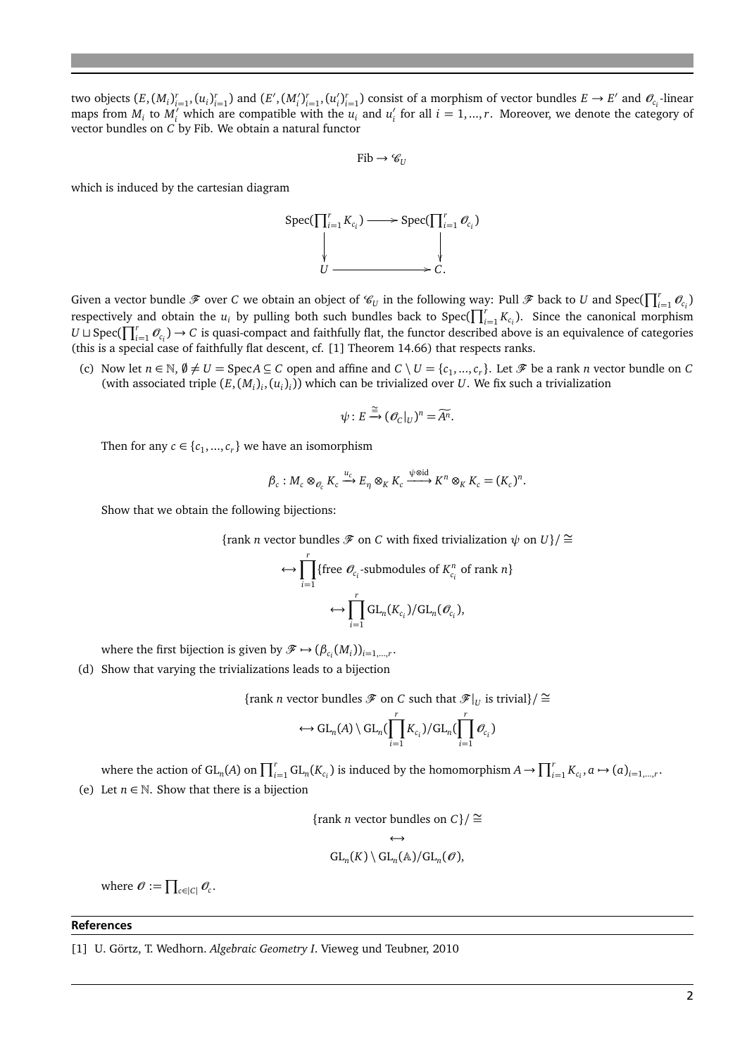two objects $(E, (M_i)_{i=1}^r, (u_i)_{i=1}^r)$ and $(E', (M_i')_{i=1}^r, (u_i')_{i=1}^r)$ consist of a morphism of vector bundles $E \to E'$ and $\mathcal{O}_{c_i}$-linear maps from $M_i$ to $M_i'$ which are compatible with the $u_i$ and $u_i'$ for all $i = 1, \ldots, r$. Moreover, we denote the category of vector bundles on $C$ by Fib. We obtain a natural functor

$$\mathrm{Fib} \to \mathscr{C}_U$$

which is induced by the cartesian diagram

$$\begin{array}{ccc} \operatorname{Spec}(\prod_{i=1}^r K_{c_i}) & \longrightarrow & \operatorname{Spec}(\prod_{i=1}^r \mathcal{O}_{c_i}) \\ \downarrow & & \downarrow \\ U & \longrightarrow & C. \end{array}$$

Given a vector bundle $\mathscr{F}$ over $C$ we obtain an object of $\mathscr{C}_U$ in the following way: Pull $\mathscr{F}$ back to $U$ and $\operatorname{Spec}(\prod_{i=1}^r \mathcal{O}_{c_i})$ respectively and obtain the $u_i$ by pulling both such bundles back to $\operatorname{Spec}(\prod_{i=1}^r K_{c_i})$. Since the canonical morphism $U \sqcup \operatorname{Spec}(\prod_{i=1}^r \mathcal{O}_{c_i}) \to C$ is quasi-compact and faithfully flat, the functor described above is an equivalence of categories (this is a special case of faithfully flat descent, cf. [1] Theorem 14.66) that respects ranks.

(c) Now let $n \in \mathbb{N}$, $\emptyset \neq U = \operatorname{Spec} A \subseteq C$ open and affine and $C \setminus U = \{c_1, \ldots, c_r\}$. Let $\mathscr{F}$ be a rank $n$ vector bundle on $C$ (with associated triple $(E, (M_i)_i, (u_i)_i)$) which can be trivialized over $U$. We fix such a trivialization

$$\psi : E \xrightarrow{\cong} (\mathcal{O}_C|_U)^n = \widetilde{A^n}.$$

Then for any $c \in \{c_1, \ldots, c_r\}$ we have an isomorphism

$$\beta_c : M_c \otimes_{\mathcal{O}_c} K_c \xrightarrow{u_c} E_\eta \otimes_K K_c \xrightarrow{\psi \otimes \mathrm{id}} K^n \otimes_K K_c = (K_c)^n.$$

Show that we obtain the following bijections:

$$\{\text{rank } n \text{ vector bundles } \mathscr{F} \text{ on } C \text{ with fixed trivialization } \psi \text{ on } U\}/\cong$$

$$\longleftrightarrow \prod_{i=1}^r \{\text{free } \mathcal{O}_{c_i}\text{-submodules of } K_{c_i}^n \text{ of rank } n\}$$

$$\longleftrightarrow \prod_{i=1}^r \mathrm{GL}_n(K_{c_i})/\mathrm{GL}_n(\mathcal{O}_{c_i}),$$

where the first bijection is given by $\mathscr{F} \mapsto (\beta_{c_i}(M_i))_{i=1,\ldots,r}$.

(d) Show that varying the trivializations leads to a bijection

$$\{\text{rank } n \text{ vector bundles } \mathscr{F} \text{ on } C \text{ such that } \mathscr{F}|_U \text{ is trivial}\}/\cong$$

$$\longleftrightarrow \mathrm{GL}_n(A) \setminus \mathrm{GL}_n(\prod_{i=1}^r K_{c_i})/\mathrm{GL}_n(\prod_{i=1}^r \mathcal{O}_{c_i})$$

where the action of $\mathrm{GL}_n(A)$ on $\prod_{i=1}^r \mathrm{GL}_n(K_{c_i})$ is induced by the homomorphism $A \to \prod_{i=1}^r K_{c_i}, a \mapsto (a)_{i=1,\ldots,r}$.

(e) Let $n \in \mathbb{N}$. Show that there is a bijection

$$\{\text{rank } n \text{ vector bundles on } C\}/\cong$$

$$\longleftrightarrow$$

$$\mathrm{GL}_n(K) \setminus \mathrm{GL}_n(\mathbb{A})/\mathrm{GL}_n(\mathcal{O}),$$

where $\mathcal{O} := \prod_{c \in |C|} \mathcal{O}_c$.

## References

[1] U. Görtz, T. Wedhorn. *Algebraic Geometry I*. Vieweg und Teubner, 2010